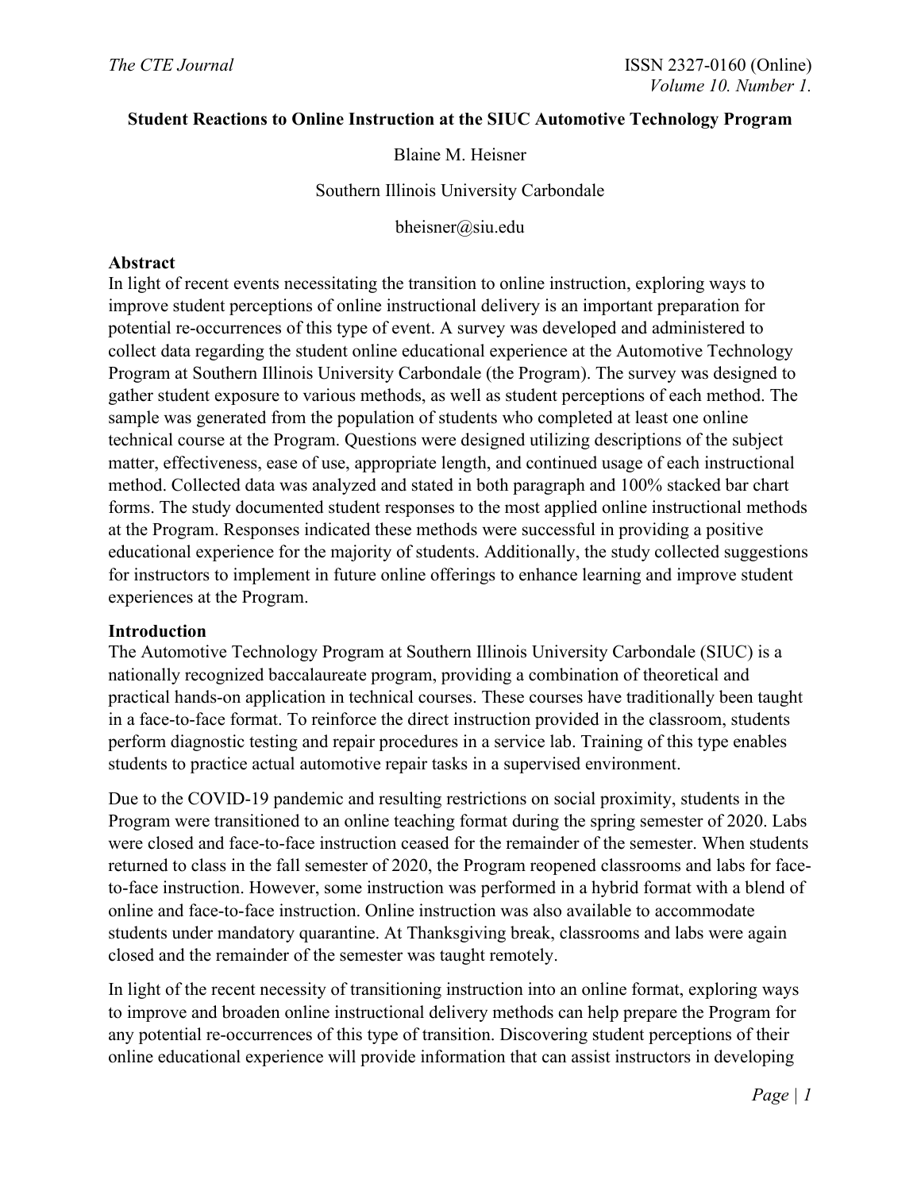# Student Reactions to Online Instruction at the SIUC Automotive Technology Program

Blaine M. Heisner

Southern Illinois University Carbondale

bheisner@siu.edu

## Abstract

In light of recent events necessitating the transition to online instruction, exploring ways to improve student perceptions of online instructional delivery is an important preparation for potential re-occurrences of this type of event. A survey was developed and administered to collect data regarding the student online educational experience at the Automotive Technology Program at Southern Illinois University Carbondale (the Program). The survey was designed to gather student exposure to various methods, as well as student perceptions of each method. The sample was generated from the population of students who completed at least one online technical course at the Program. Questions were designed utilizing descriptions of the subject matter, effectiveness, ease of use, appropriate length, and continued usage of each instructional method. Collected data was analyzed and stated in both paragraph and 100% stacked bar chart forms. The study documented student responses to the most applied online instructional methods at the Program. Responses indicated these methods were successful in providing a positive educational experience for the majority of students. Additionally, the study collected suggestions for instructors to implement in future online offerings to enhance learning and improve student experiences at the Program.

## Introduction

The Automotive Technology Program at Southern Illinois University Carbondale (SIUC) is a nationally recognized baccalaureate program, providing a combination of theoretical and practical hands-on application in technical courses. These courses have traditionally been taught in a face-to-face format. To reinforce the direct instruction provided in the classroom, students perform diagnostic testing and repair procedures in a service lab. Training of this type enables students to practice actual automotive repair tasks in a supervised environment.

Due to the COVID-19 pandemic and resulting restrictions on social proximity, students in the Program were transitioned to an online teaching format during the spring semester of 2020. Labs were closed and face-to-face instruction ceased for the remainder of the semester. When students returned to class in the fall semester of 2020, the Program reopened classrooms and labs for face-to-face instruction. However, some instruction was performed in a hybrid format with a blend of online and face-to-face instruction. Online instruction was also available to accommodate students under mandatory quarantine. At Thanksgiving break, classrooms and labs were again closed and the remainder of the semester was taught remotely.

In light of the recent necessity of transitioning instruction into an online format, exploring ways to improve and broaden online instructional delivery methods can help prepare the Program for any potential re-occurrences of this type of transition. Discovering student perceptions of their online educational experience will provide information that can assist instructors in developing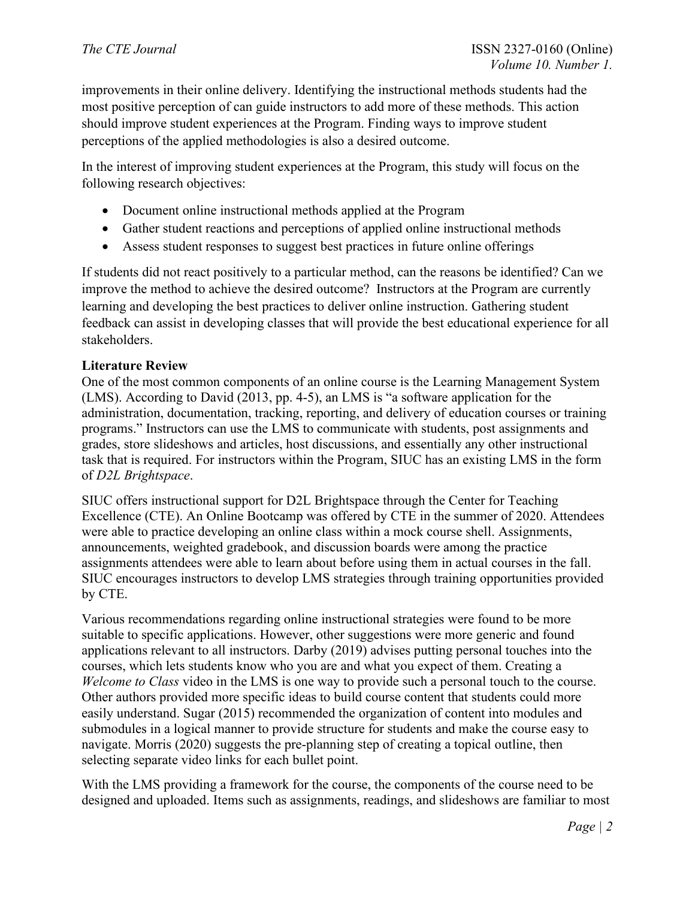improvements in their online delivery. Identifying the instructional methods students had the most positive perception of can guide instructors to add more of these methods. This action should improve student experiences at the Program. Finding ways to improve student perceptions of the applied methodologies is also a desired outcome.

In the interest of improving student experiences at the Program, this study will focus on the following research objectives:

- Document online instructional methods applied at the Program
- Gather student reactions and perceptions of applied online instructional methods
- Assess student responses to suggest best practices in future online offerings

If students did not react positively to a particular method, can the reasons be identified? Can we improve the method to achieve the desired outcome? Instructors at the Program are currently learning and developing the best practices to deliver online instruction. Gathering student feedback can assist in developing classes that will provide the best educational experience for all stakeholders.

**Literature Review**

One of the most common components of an online course is the Learning Management System (LMS). According to David (2013, pp. 4-5), an LMS is "a software application for the administration, documentation, tracking, reporting, and delivery of education courses or training programs." Instructors can use the LMS to communicate with students, post assignments and grades, store slideshows and articles, host discussions, and essentially any other instructional task that is required. For instructors within the Program, SIUC has an existing LMS in the form of *D2L Brightspace*.

SIUC offers instructional support for D2L Brightspace through the Center for Teaching Excellence (CTE). An Online Bootcamp was offered by CTE in the summer of 2020. Attendees were able to practice developing an online class within a mock course shell. Assignments, announcements, weighted gradebook, and discussion boards were among the practice assignments attendees were able to learn about before using them in actual courses in the fall. SIUC encourages instructors to develop LMS strategies through training opportunities provided by CTE.

Various recommendations regarding online instructional strategies were found to be more suitable to specific applications. However, other suggestions were more generic and found applications relevant to all instructors. Darby (2019) advises putting personal touches into the courses, which lets students know who you are and what you expect of them. Creating a *Welcome to Class* video in the LMS is one way to provide such a personal touch to the course. Other authors provided more specific ideas to build course content that students could more easily understand. Sugar (2015) recommended the organization of content into modules and submodules in a logical manner to provide structure for students and make the course easy to navigate. Morris (2020) suggests the pre-planning step of creating a topical outline, then selecting separate video links for each bullet point.

With the LMS providing a framework for the course, the components of the course need to be designed and uploaded. Items such as assignments, readings, and slideshows are familiar to most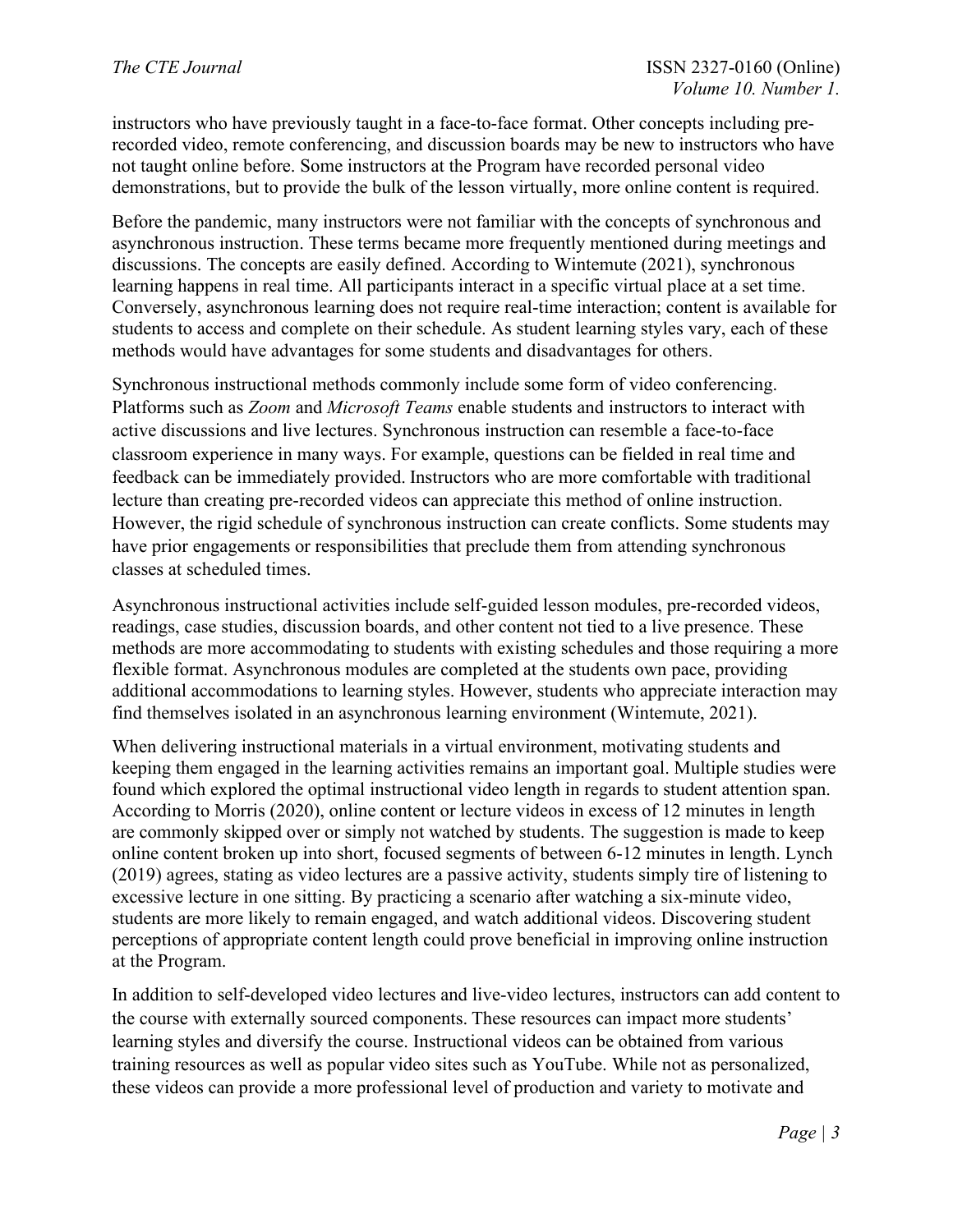instructors who have previously taught in a face-to-face format. Other concepts including pre-recorded video, remote conferencing, and discussion boards may be new to instructors who have not taught online before. Some instructors at the Program have recorded personal video demonstrations, but to provide the bulk of the lesson virtually, more online content is required.

Before the pandemic, many instructors were not familiar with the concepts of synchronous and asynchronous instruction. These terms became more frequently mentioned during meetings and discussions. The concepts are easily defined. According to Wintemute (2021), synchronous learning happens in real time. All participants interact in a specific virtual place at a set time. Conversely, asynchronous learning does not require real-time interaction; content is available for students to access and complete on their schedule. As student learning styles vary, each of these methods would have advantages for some students and disadvantages for others.

Synchronous instructional methods commonly include some form of video conferencing. Platforms such as *Zoom* and *Microsoft Teams* enable students and instructors to interact with active discussions and live lectures. Synchronous instruction can resemble a face-to-face classroom experience in many ways. For example, questions can be fielded in real time and feedback can be immediately provided. Instructors who are more comfortable with traditional lecture than creating pre-recorded videos can appreciate this method of online instruction. However, the rigid schedule of synchronous instruction can create conflicts. Some students may have prior engagements or responsibilities that preclude them from attending synchronous classes at scheduled times.

Asynchronous instructional activities include self-guided lesson modules, pre-recorded videos, readings, case studies, discussion boards, and other content not tied to a live presence. These methods are more accommodating to students with existing schedules and those requiring a more flexible format. Asynchronous modules are completed at the students own pace, providing additional accommodations to learning styles. However, students who appreciate interaction may find themselves isolated in an asynchronous learning environment (Wintemute, 2021).

When delivering instructional materials in a virtual environment, motivating students and keeping them engaged in the learning activities remains an important goal. Multiple studies were found which explored the optimal instructional video length in regards to student attention span. According to Morris (2020), online content or lecture videos in excess of 12 minutes in length are commonly skipped over or simply not watched by students. The suggestion is made to keep online content broken up into short, focused segments of between 6-12 minutes in length. Lynch (2019) agrees, stating as video lectures are a passive activity, students simply tire of listening to excessive lecture in one sitting. By practicing a scenario after watching a six-minute video, students are more likely to remain engaged, and watch additional videos. Discovering student perceptions of appropriate content length could prove beneficial in improving online instruction at the Program.

In addition to self-developed video lectures and live-video lectures, instructors can add content to the course with externally sourced components. These resources can impact more students' learning styles and diversify the course. Instructional videos can be obtained from various training resources as well as popular video sites such as YouTube. While not as personalized, these videos can provide a more professional level of production and variety to motivate and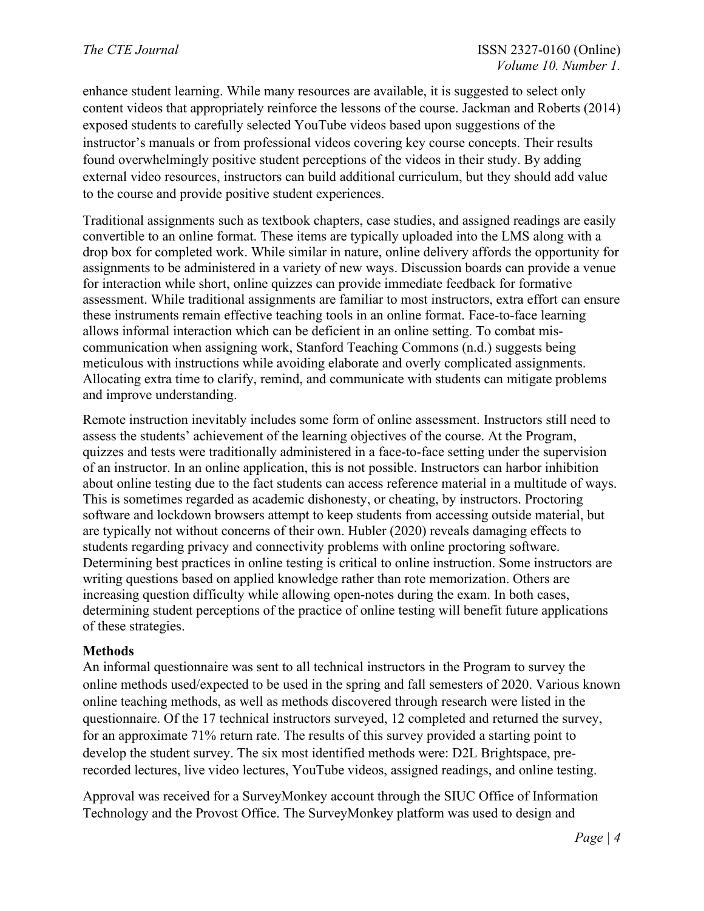enhance student learning. While many resources are available, it is suggested to select only content videos that appropriately reinforce the lessons of the course. Jackman and Roberts (2014) exposed students to carefully selected YouTube videos based upon suggestions of the instructor's manuals or from professional videos covering key course concepts. Their results found overwhelmingly positive student perceptions of the videos in their study. By adding external video resources, instructors can build additional curriculum, but they should add value to the course and provide positive student experiences.

Traditional assignments such as textbook chapters, case studies, and assigned readings are easily convertible to an online format. These items are typically uploaded into the LMS along with a drop box for completed work. While similar in nature, online delivery affords the opportunity for assignments to be administered in a variety of new ways. Discussion boards can provide a venue for interaction while short, online quizzes can provide immediate feedback for formative assessment. While traditional assignments are familiar to most instructors, extra effort can ensure these instruments remain effective teaching tools in an online format. Face-to-face learning allows informal interaction which can be deficient in an online setting. To combat mis-communication when assigning work, Stanford Teaching Commons (n.d.) suggests being meticulous with instructions while avoiding elaborate and overly complicated assignments. Allocating extra time to clarify, remind, and communicate with students can mitigate problems and improve understanding.

Remote instruction inevitably includes some form of online assessment. Instructors still need to assess the students' achievement of the learning objectives of the course. At the Program, quizzes and tests were traditionally administered in a face-to-face setting under the supervision of an instructor. In an online application, this is not possible. Instructors can harbor inhibition about online testing due to the fact students can access reference material in a multitude of ways. This is sometimes regarded as academic dishonesty, or cheating, by instructors. Proctoring software and lockdown browsers attempt to keep students from accessing outside material, but are typically not without concerns of their own. Hubler (2020) reveals damaging effects to students regarding privacy and connectivity problems with online proctoring software. Determining best practices in online testing is critical to online instruction. Some instructors are writing questions based on applied knowledge rather than rote memorization. Others are increasing question difficulty while allowing open-notes during the exam. In both cases, determining student perceptions of the practice of online testing will benefit future applications of these strategies.

## Methods

An informal questionnaire was sent to all technical instructors in the Program to survey the online methods used/expected to be used in the spring and fall semesters of 2020. Various known online teaching methods, as well as methods discovered through research were listed in the questionnaire. Of the 17 technical instructors surveyed, 12 completed and returned the survey, for an approximate 71% return rate. The results of this survey provided a starting point to develop the student survey. The six most identified methods were: D2L Brightspace, pre-recorded lectures, live video lectures, YouTube videos, assigned readings, and online testing.

Approval was received for a SurveyMonkey account through the SIUC Office of Information Technology and the Provost Office. The SurveyMonkey platform was used to design and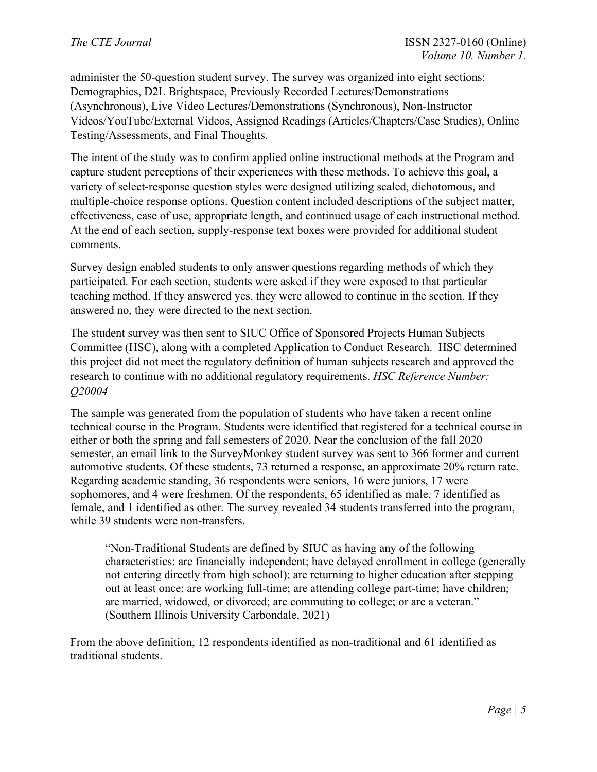administer the 50-question student survey. The survey was organized into eight sections: Demographics, D2L Brightspace, Previously Recorded Lectures/Demonstrations (Asynchronous), Live Video Lectures/Demonstrations (Synchronous), Non-Instructor Videos/YouTube/External Videos, Assigned Readings (Articles/Chapters/Case Studies), Online Testing/Assessments, and Final Thoughts.

The intent of the study was to confirm applied online instructional methods at the Program and capture student perceptions of their experiences with these methods. To achieve this goal, a variety of select-response question styles were designed utilizing scaled, dichotomous, and multiple-choice response options. Question content included descriptions of the subject matter, effectiveness, ease of use, appropriate length, and continued usage of each instructional method. At the end of each section, supply-response text boxes were provided for additional student comments.

Survey design enabled students to only answer questions regarding methods of which they participated. For each section, students were asked if they were exposed to that particular teaching method. If they answered yes, they were allowed to continue in the section. If they answered no, they were directed to the next section.

The student survey was then sent to SIUC Office of Sponsored Projects Human Subjects Committee (HSC), along with a completed Application to Conduct Research. HSC determined this project did not meet the regulatory definition of human subjects research and approved the research to continue with no additional regulatory requirements. *HSC Reference Number: Q20004*

The sample was generated from the population of students who have taken a recent online technical course in the Program. Students were identified that registered for a technical course in either or both the spring and fall semesters of 2020. Near the conclusion of the fall 2020 semester, an email link to the SurveyMonkey student survey was sent to 366 former and current automotive students. Of these students, 73 returned a response, an approximate 20% return rate. Regarding academic standing, 36 respondents were seniors, 16 were juniors, 17 were sophomores, and 4 were freshmen. Of the respondents, 65 identified as male, 7 identified as female, and 1 identified as other. The survey revealed 34 students transferred into the program, while 39 students were non-transfers.

> "Non-Traditional Students are defined by SIUC as having any of the following characteristics: are financially independent; have delayed enrollment in college (generally not entering directly from high school); are returning to higher education after stepping out at least once; are working full-time; are attending college part-time; have children; are married, widowed, or divorced; are commuting to college; or are a veteran." (Southern Illinois University Carbondale, 2021)

From the above definition, 12 respondents identified as non-traditional and 61 identified as traditional students.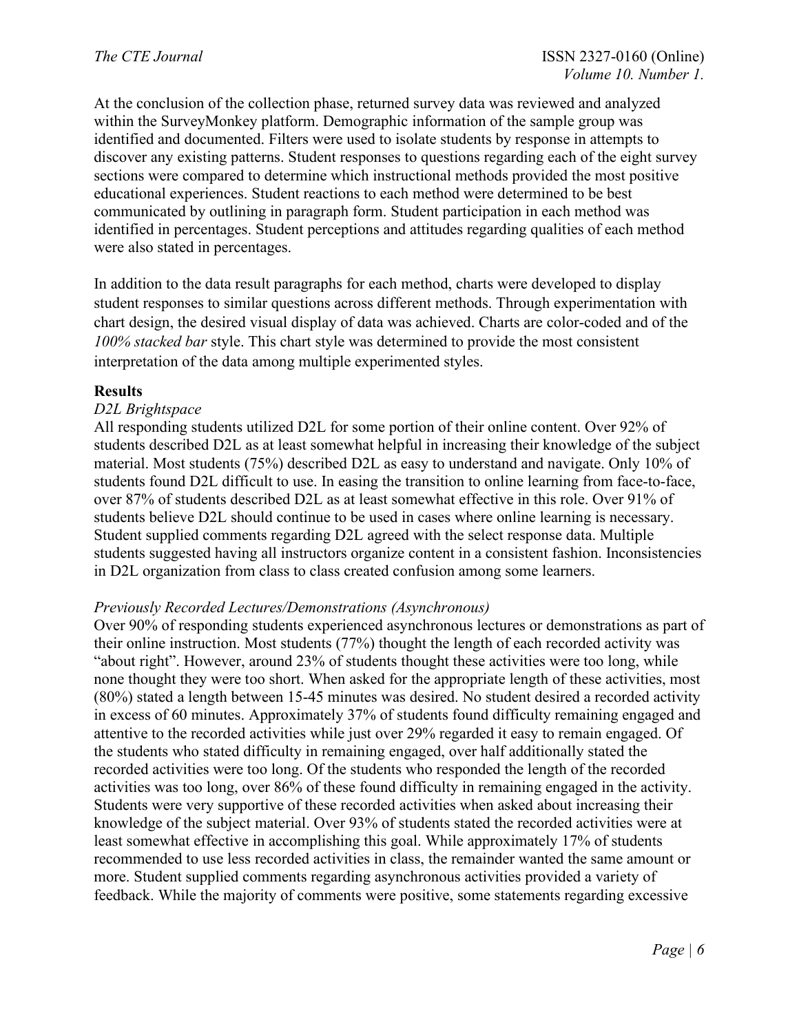At the conclusion of the collection phase, returned survey data was reviewed and analyzed within the SurveyMonkey platform. Demographic information of the sample group was identified and documented. Filters were used to isolate students by response in attempts to discover any existing patterns. Student responses to questions regarding each of the eight survey sections were compared to determine which instructional methods provided the most positive educational experiences. Student reactions to each method were determined to be best communicated by outlining in paragraph form. Student participation in each method was identified in percentages. Student perceptions and attitudes regarding qualities of each method were also stated in percentages.

In addition to the data result paragraphs for each method, charts were developed to display student responses to similar questions across different methods. Through experimentation with chart design, the desired visual display of data was achieved. Charts are color-coded and of the *100% stacked bar* style. This chart style was determined to provide the most consistent interpretation of the data among multiple experimented styles.

## Results

### *D2L Brightspace*

All responding students utilized D2L for some portion of their online content. Over 92% of students described D2L as at least somewhat helpful in increasing their knowledge of the subject material. Most students (75%) described D2L as easy to understand and navigate. Only 10% of students found D2L difficult to use. In easing the transition to online learning from face-to-face, over 87% of students described D2L as at least somewhat effective in this role. Over 91% of students believe D2L should continue to be used in cases where online learning is necessary. Student supplied comments regarding D2L agreed with the select response data. Multiple students suggested having all instructors organize content in a consistent fashion. Inconsistencies in D2L organization from class to class created confusion among some learners.

### *Previously Recorded Lectures/Demonstrations (Asynchronous)*

Over 90% of responding students experienced asynchronous lectures or demonstrations as part of their online instruction. Most students (77%) thought the length of each recorded activity was "about right". However, around 23% of students thought these activities were too long, while none thought they were too short. When asked for the appropriate length of these activities, most (80%) stated a length between 15-45 minutes was desired. No student desired a recorded activity in excess of 60 minutes. Approximately 37% of students found difficulty remaining engaged and attentive to the recorded activities while just over 29% regarded it easy to remain engaged. Of the students who stated difficulty in remaining engaged, over half additionally stated the recorded activities were too long. Of the students who responded the length of the recorded activities was too long, over 86% of these found difficulty in remaining engaged in the activity. Students were very supportive of these recorded activities when asked about increasing their knowledge of the subject material. Over 93% of students stated the recorded activities were at least somewhat effective in accomplishing this goal. While approximately 17% of students recommended to use less recorded activities in class, the remainder wanted the same amount or more. Student supplied comments regarding asynchronous activities provided a variety of feedback. While the majority of comments were positive, some statements regarding excessive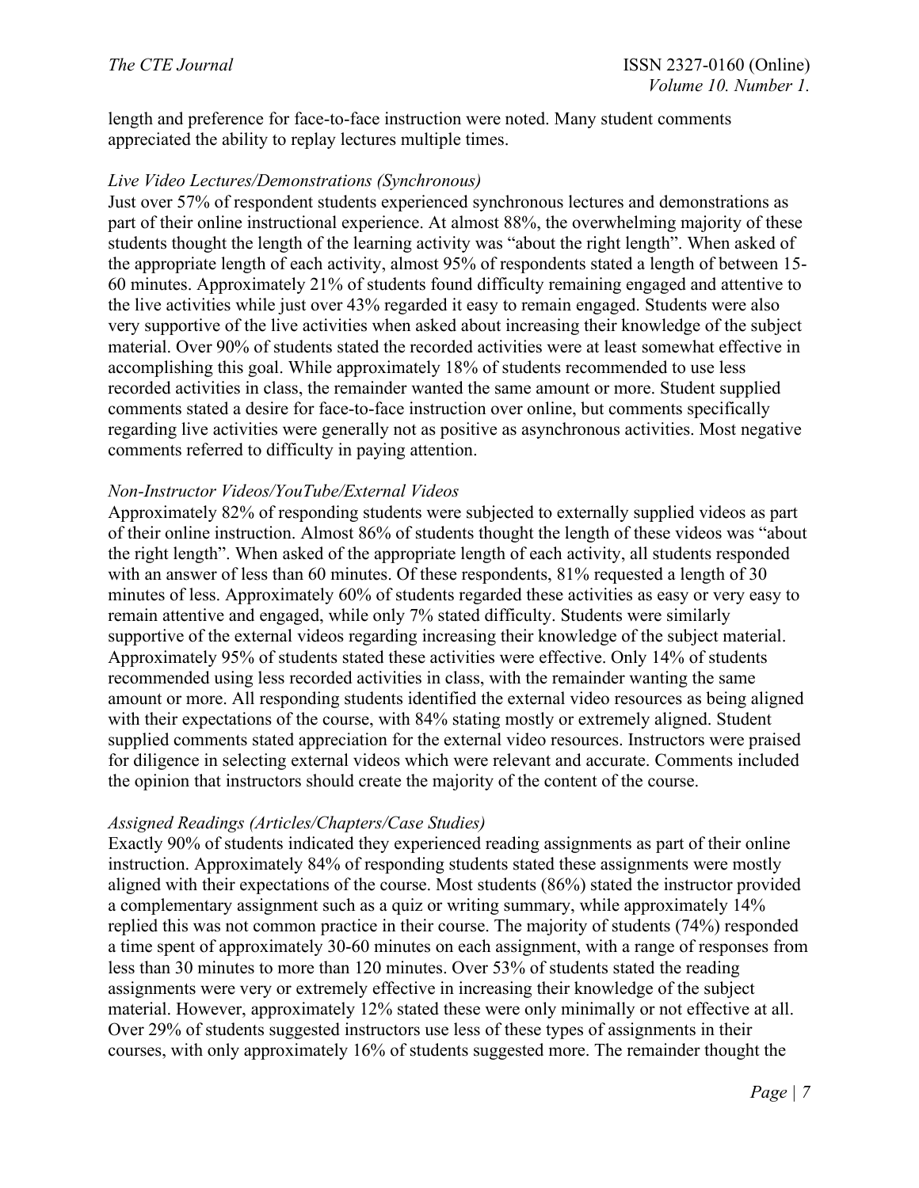length and preference for face-to-face instruction were noted. Many student comments appreciated the ability to replay lectures multiple times.

### *Live Video Lectures/Demonstrations (Synchronous)*

Just over 57% of respondent students experienced synchronous lectures and demonstrations as part of their online instructional experience. At almost 88%, the overwhelming majority of these students thought the length of the learning activity was "about the right length". When asked of the appropriate length of each activity, almost 95% of respondents stated a length of between 15-60 minutes. Approximately 21% of students found difficulty remaining engaged and attentive to the live activities while just over 43% regarded it easy to remain engaged. Students were also very supportive of the live activities when asked about increasing their knowledge of the subject material. Over 90% of students stated the recorded activities were at least somewhat effective in accomplishing this goal. While approximately 18% of students recommended to use less recorded activities in class, the remainder wanted the same amount or more. Student supplied comments stated a desire for face-to-face instruction over online, but comments specifically regarding live activities were generally not as positive as asynchronous activities. Most negative comments referred to difficulty in paying attention.

### *Non-Instructor Videos/YouTube/External Videos*

Approximately 82% of responding students were subjected to externally supplied videos as part of their online instruction. Almost 86% of students thought the length of these videos was "about the right length". When asked of the appropriate length of each activity, all students responded with an answer of less than 60 minutes. Of these respondents, 81% requested a length of 30 minutes of less. Approximately 60% of students regarded these activities as easy or very easy to remain attentive and engaged, while only 7% stated difficulty. Students were similarly supportive of the external videos regarding increasing their knowledge of the subject material. Approximately 95% of students stated these activities were effective. Only 14% of students recommended using less recorded activities in class, with the remainder wanting the same amount or more. All responding students identified the external video resources as being aligned with their expectations of the course, with 84% stating mostly or extremely aligned. Student supplied comments stated appreciation for the external video resources. Instructors were praised for diligence in selecting external videos which were relevant and accurate. Comments included the opinion that instructors should create the majority of the content of the course.

### *Assigned Readings (Articles/Chapters/Case Studies)*

Exactly 90% of students indicated they experienced reading assignments as part of their online instruction. Approximately 84% of responding students stated these assignments were mostly aligned with their expectations of the course. Most students (86%) stated the instructor provided a complementary assignment such as a quiz or writing summary, while approximately 14% replied this was not common practice in their course. The majority of students (74%) responded a time spent of approximately 30-60 minutes on each assignment, with a range of responses from less than 30 minutes to more than 120 minutes. Over 53% of students stated the reading assignments were very or extremely effective in increasing their knowledge of the subject material. However, approximately 12% stated these were only minimally or not effective at all. Over 29% of students suggested instructors use less of these types of assignments in their courses, with only approximately 16% of students suggested more. The remainder thought the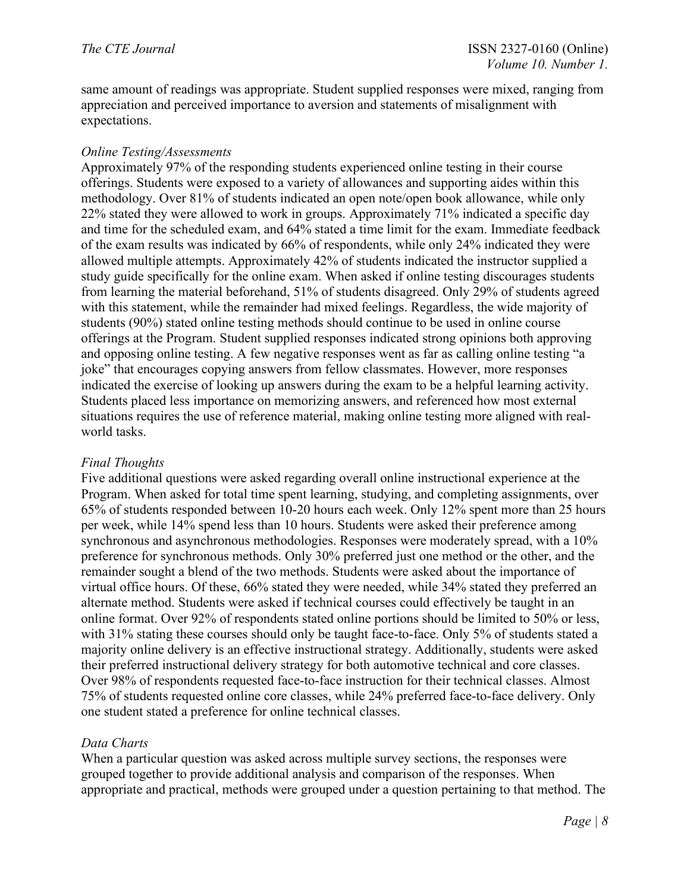same amount of readings was appropriate. Student supplied responses were mixed, ranging from appreciation and perceived importance to aversion and statements of misalignment with expectations.

*Online Testing/Assessments*

Approximately 97% of the responding students experienced online testing in their course offerings. Students were exposed to a variety of allowances and supporting aides within this methodology. Over 81% of students indicated an open note/open book allowance, while only 22% stated they were allowed to work in groups. Approximately 71% indicated a specific day and time for the scheduled exam, and 64% stated a time limit for the exam. Immediate feedback of the exam results was indicated by 66% of respondents, while only 24% indicated they were allowed multiple attempts. Approximately 42% of students indicated the instructor supplied a study guide specifically for the online exam. When asked if online testing discourages students from learning the material beforehand, 51% of students disagreed. Only 29% of students agreed with this statement, while the remainder had mixed feelings. Regardless, the wide majority of students (90%) stated online testing methods should continue to be used in online course offerings at the Program. Student supplied responses indicated strong opinions both approving and opposing online testing. A few negative responses went as far as calling online testing "a joke" that encourages copying answers from fellow classmates. However, more responses indicated the exercise of looking up answers during the exam to be a helpful learning activity. Students placed less importance on memorizing answers, and referenced how most external situations requires the use of reference material, making online testing more aligned with real-world tasks.

*Final Thoughts*

Five additional questions were asked regarding overall online instructional experience at the Program. When asked for total time spent learning, studying, and completing assignments, over 65% of students responded between 10-20 hours each week. Only 12% spent more than 25 hours per week, while 14% spend less than 10 hours. Students were asked their preference among synchronous and asynchronous methodologies. Responses were moderately spread, with a 10% preference for synchronous methods. Only 30% preferred just one method or the other, and the remainder sought a blend of the two methods. Students were asked about the importance of virtual office hours. Of these, 66% stated they were needed, while 34% stated they preferred an alternate method. Students were asked if technical courses could effectively be taught in an online format. Over 92% of respondents stated online portions should be limited to 50% or less, with 31% stating these courses should only be taught face-to-face. Only 5% of students stated a majority online delivery is an effective instructional strategy. Additionally, students were asked their preferred instructional delivery strategy for both automotive technical and core classes. Over 98% of respondents requested face-to-face instruction for their technical classes. Almost 75% of students requested online core classes, while 24% preferred face-to-face delivery. Only one student stated a preference for online technical classes.

*Data Charts*

When a particular question was asked across multiple survey sections, the responses were grouped together to provide additional analysis and comparison of the responses. When appropriate and practical, methods were grouped under a question pertaining to that method. The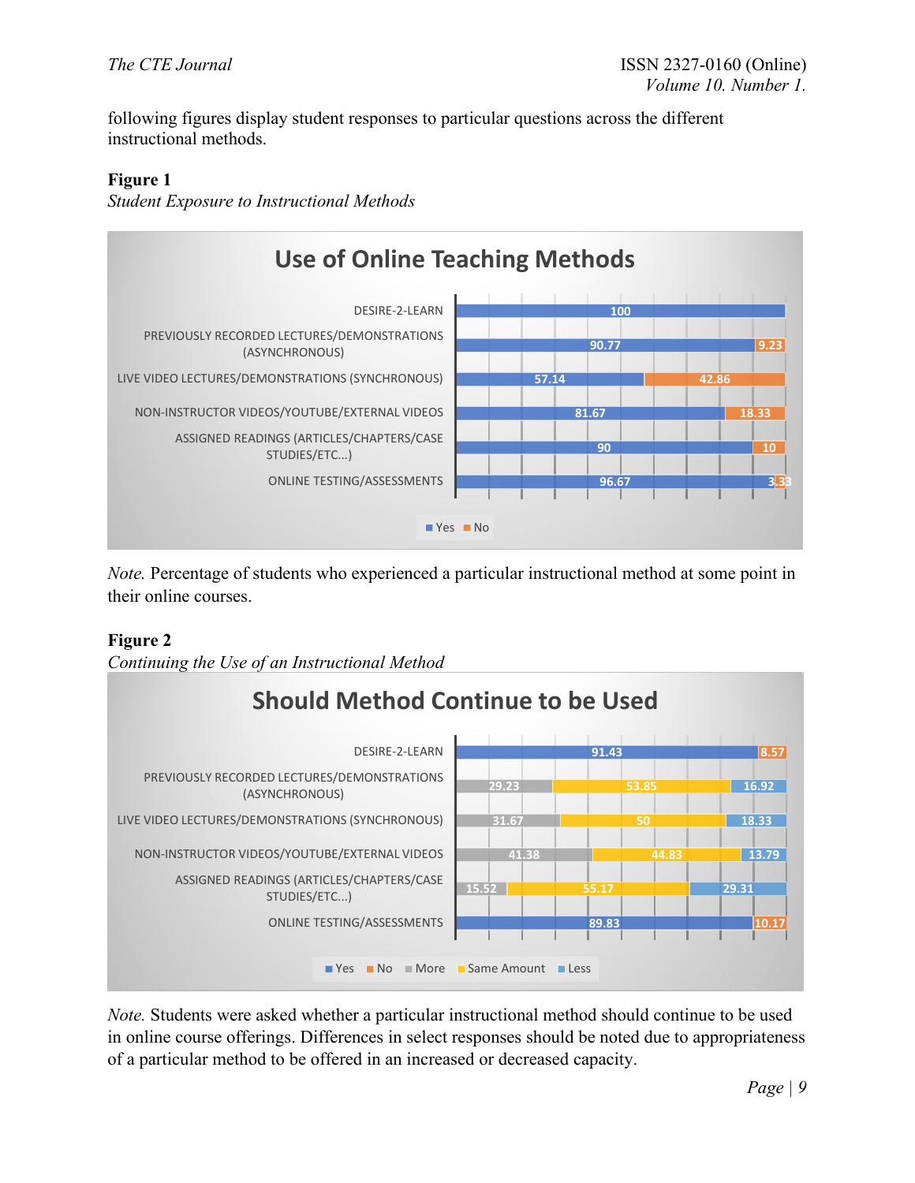following figures display student responses to particular questions across the different instructional methods.

**Figure 1**

*Student Exposure to Instructional Methods*

**Use of Online Teaching Methods**

| | Yes | No |
|---|---|---|
| DESIRE-2-LEARN | 100 | |
| PREVIOUSLY RECORDED LECTURES/DEMONSTRATIONS (ASYNCHRONOUS) | 90.77 | 9.23 |
| LIVE VIDEO LECTURES/DEMONSTRATIONS (SYNCHRONOUS) | 57.14 | 42.86 |
| NON-INSTRUCTOR VIDEOS/YOUTUBE/EXTERNAL VIDEOS | 81.67 | 18.33 |
| ASSIGNED READINGS (ARTICLES/CHAPTERS/CASE STUDIES/ETC...) | 90 | 10 |
| ONLINE TESTING/ASSESSMENTS | 96.67 | 3.33 |

*Note.* Percentage of students who experienced a particular instructional method at some point in their online courses.

**Figure 2**

*Continuing the Use of an Instructional Method*

**Should Method Continue to be Used**

| | Yes | No | More | Same Amount | Less |
|---|---|---|---|---|---|
| DESIRE-2-LEARN | 91.43 | 8.57 | | | |
| PREVIOUSLY RECORDED LECTURES/DEMONSTRATIONS (ASYNCHRONOUS) | | | 29.23 | 53.85 | 16.92 |
| LIVE VIDEO LECTURES/DEMONSTRATIONS (SYNCHRONOUS) | | | 31.67 | 50 | 18.33 |
| NON-INSTRUCTOR VIDEOS/YOUTUBE/EXTERNAL VIDEOS | | | 41.38 | 44.83 | 13.79 |
| ASSIGNED READINGS (ARTICLES/CHAPTERS/CASE STUDIES/ETC...) | | | 15.52 | 55.17 | 29.31 |
| ONLINE TESTING/ASSESSMENTS | 89.83 | 10.17 | | | |

*Note.* Students were asked whether a particular instructional method should continue to be used in online course offerings. Differences in select responses should be noted due to appropriateness of a particular method to be offered in an increased or decreased capacity.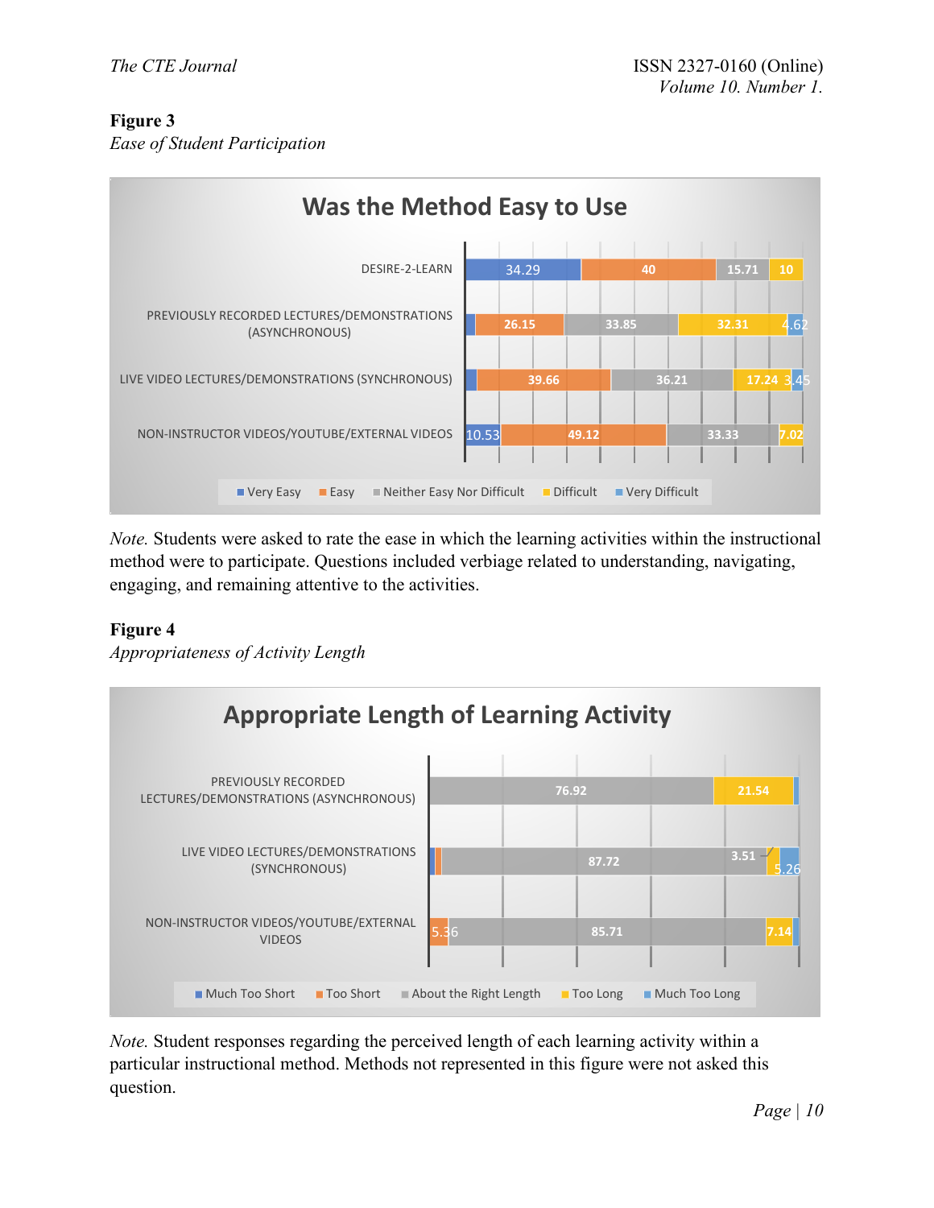**Figure 3**

*Ease of Student Participation*

**Was the Method Easy to Use**

| Method | Very Easy | Easy | Neither Easy Nor Difficult | Difficult | Very Difficult |
|---|---|---|---|---|---|
| DESIRE-2-LEARN | 34.29 | 40 | 15.71 | 10 | |
| PREVIOUSLY RECORDED LECTURES/DEMONSTRATIONS (ASYNCHRONOUS) | | 26.15 | 33.85 | 32.31 | 4.62 |
| LIVE VIDEO LECTURES/DEMONSTRATIONS (SYNCHRONOUS) | | 39.66 | 36.21 | 17.24 | 3.45 |
| NON-INSTRUCTOR VIDEOS/YOUTUBE/EXTERNAL VIDEOS | 10.53 | 49.12 | 33.33 | 7.02 | |

*Note.* Students were asked to rate the ease in which the learning activities within the instructional method were to participate. Questions included verbiage related to understanding, navigating, engaging, and remaining attentive to the activities.

**Figure 4**

*Appropriateness of Activity Length*

**Appropriate Length of Learning Activity**

| Method | Much Too Short | Too Short | About the Right Length | Too Long | Much Too Long |
|---|---|---|---|---|---|
| PREVIOUSLY RECORDED LECTURES/DEMONSTRATIONS (ASYNCHRONOUS) | | | 76.92 | 21.54 | |
| LIVE VIDEO LECTURES/DEMONSTRATIONS (SYNCHRONOUS) | | | 87.72 | 3.51 | 5.26 |
| NON-INSTRUCTOR VIDEOS/YOUTUBE/EXTERNAL VIDEOS | | 5.36 | 85.71 | 7.14 | |

*Note.* Student responses regarding the perceived length of each learning activity within a particular instructional method. Methods not represented in this figure were not asked this question.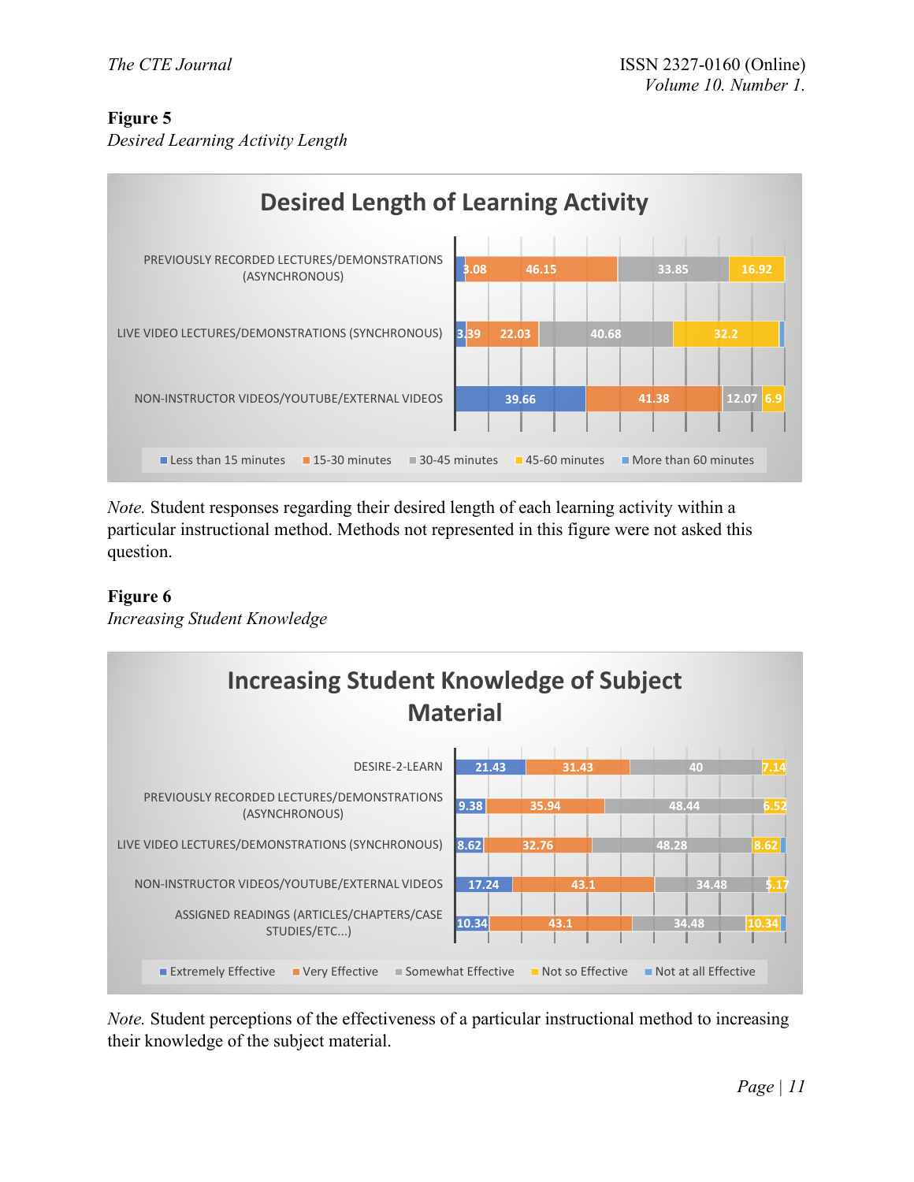**Figure 5**

*Desired Learning Activity Length*

**Desired Length of Learning Activity**

| | Less than 15 minutes | 15-30 minutes | 30-45 minutes | 45-60 minutes | More than 60 minutes |
|---|---|---|---|---|---|
| PREVIOUSLY RECORDED LECTURES/DEMONSTRATIONS (ASYNCHRONOUS) | 3.08 | 46.15 | 33.85 | 16.92 | |
| LIVE VIDEO LECTURES/DEMONSTRATIONS (SYNCHRONOUS) | 3.39 | 22.03 | 40.68 | 32.2 | |
| NON-INSTRUCTOR VIDEOS/YOUTUBE/EXTERNAL VIDEOS | 39.66 | 41.38 | 12.07 | 6.9 | |

*Note.* Student responses regarding their desired length of each learning activity within a particular instructional method. Methods not represented in this figure were not asked this question.

**Figure 6**

*Increasing Student Knowledge*

**Increasing Student Knowledge of Subject Material**

| | Extremely Effective | Very Effective | Somewhat Effective | Not so Effective | Not at all Effective |
|---|---|---|---|---|---|
| DESIRE-2-LEARN | 21.43 | 31.43 | 40 | 7.14 | |
| PREVIOUSLY RECORDED LECTURES/DEMONSTRATIONS (ASYNCHRONOUS) | 9.38 | 35.94 | 48.44 | 6.52 | |
| LIVE VIDEO LECTURES/DEMONSTRATIONS (SYNCHRONOUS) | 8.62 | 32.76 | 48.28 | 8.62 | |
| NON-INSTRUCTOR VIDEOS/YOUTUBE/EXTERNAL VIDEOS | 17.24 | 43.1 | 34.48 | 5.17 | |
| ASSIGNED READINGS (ARTICLES/CHAPTERS/CASE STUDIES/ETC...) | 10.34 | 43.1 | 34.48 | 10.34 | |

*Note.* Student perceptions of the effectiveness of a particular instructional method to increasing their knowledge of the subject material.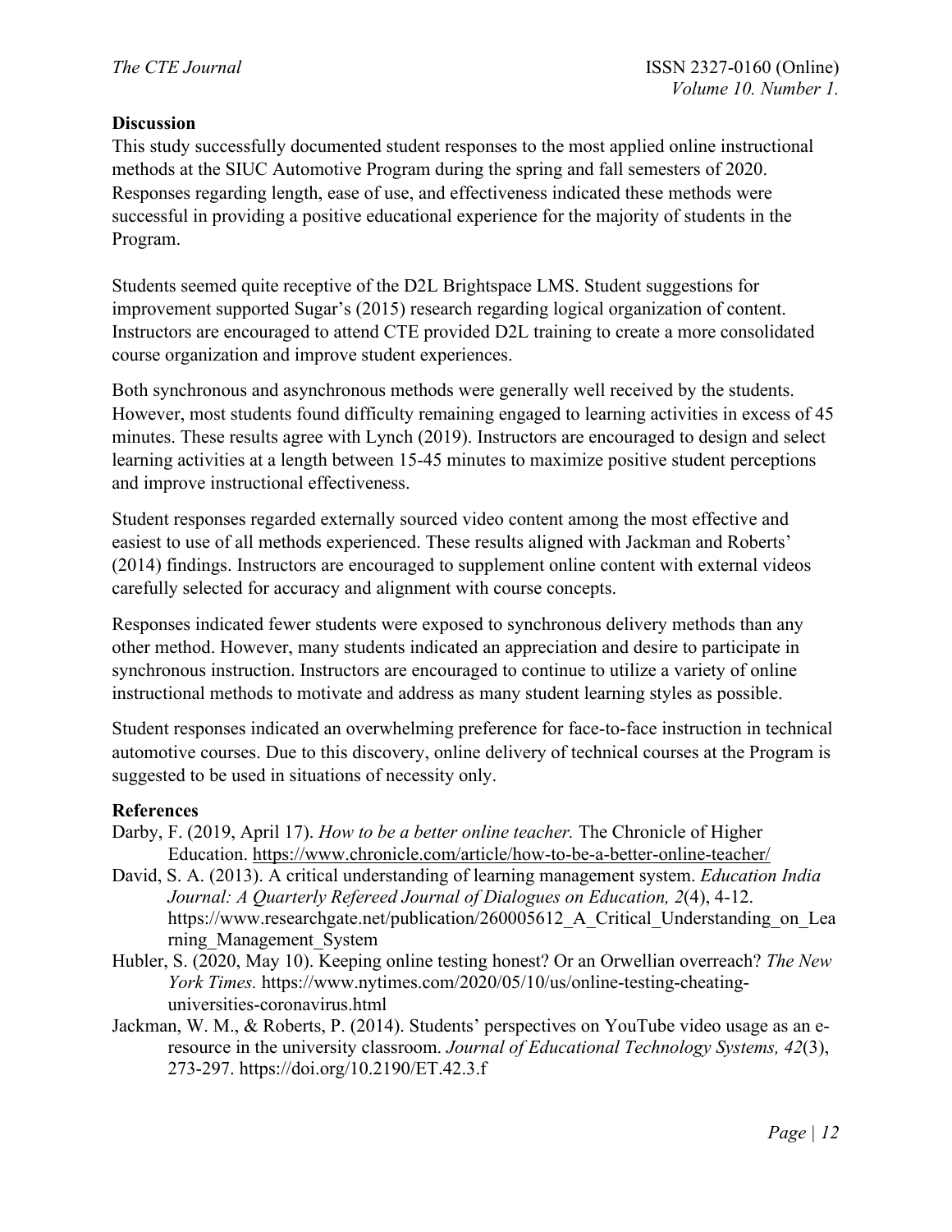## Discussion

This study successfully documented student responses to the most applied online instructional methods at the SIUC Automotive Program during the spring and fall semesters of 2020. Responses regarding length, ease of use, and effectiveness indicated these methods were successful in providing a positive educational experience for the majority of students in the Program.

Students seemed quite receptive of the D2L Brightspace LMS. Student suggestions for improvement supported Sugar's (2015) research regarding logical organization of content. Instructors are encouraged to attend CTE provided D2L training to create a more consolidated course organization and improve student experiences.

Both synchronous and asynchronous methods were generally well received by the students. However, most students found difficulty remaining engaged to learning activities in excess of 45 minutes. These results agree with Lynch (2019). Instructors are encouraged to design and select learning activities at a length between 15-45 minutes to maximize positive student perceptions and improve instructional effectiveness.

Student responses regarded externally sourced video content among the most effective and easiest to use of all methods experienced. These results aligned with Jackman and Roberts' (2014) findings. Instructors are encouraged to supplement online content with external videos carefully selected for accuracy and alignment with course concepts.

Responses indicated fewer students were exposed to synchronous delivery methods than any other method. However, many students indicated an appreciation and desire to participate in synchronous instruction. Instructors are encouraged to continue to utilize a variety of online instructional methods to motivate and address as many student learning styles as possible.

Student responses indicated an overwhelming preference for face-to-face instruction in technical automotive courses. Due to this discovery, online delivery of technical courses at the Program is suggested to be used in situations of necessity only.

## References

Darby, F. (2019, April 17). *How to be a better online teacher.* The Chronicle of Higher Education. https://www.chronicle.com/article/how-to-be-a-better-online-teacher/

David, S. A. (2013). A critical understanding of learning management system. *Education India Journal: A Quarterly Refereed Journal of Dialogues on Education, 2*(4), 4-12. https://www.researchgate.net/publication/260005612_A_Critical_Understanding_on_Learning_Management_System

Hubler, S. (2020, May 10). Keeping online testing honest? Or an Orwellian overreach? *The New York Times.* https://www.nytimes.com/2020/05/10/us/online-testing-cheating-universities-coronavirus.html

Jackman, W. M., & Roberts, P. (2014). Students' perspectives on YouTube video usage as an e-resource in the university classroom. *Journal of Educational Technology Systems, 42*(3), 273-297. https://doi.org/10.2190/ET.42.3.f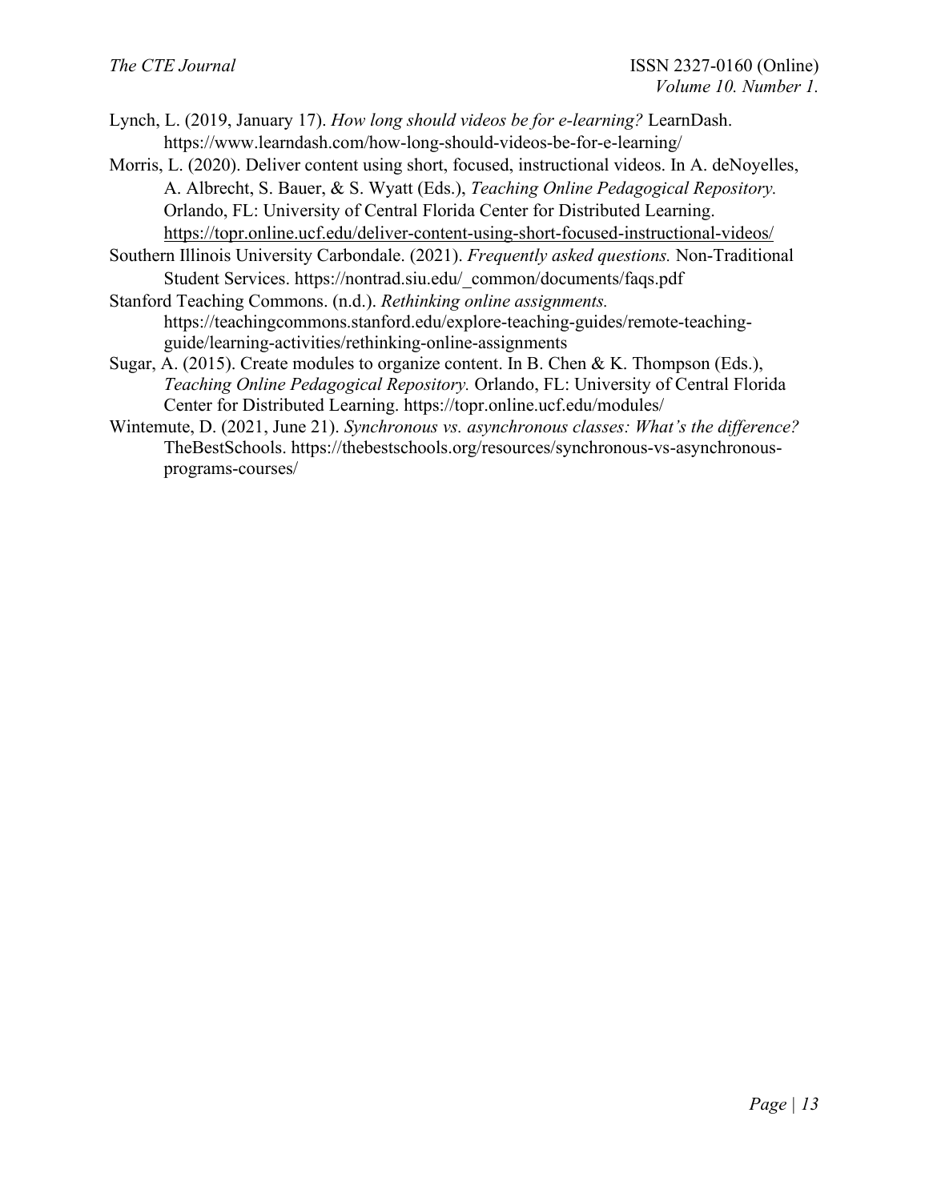Lynch, L. (2019, January 17). *How long should videos be for e-learning?* LearnDash. https://www.learndash.com/how-long-should-videos-be-for-e-learning/

Morris, L. (2020). Deliver content using short, focused, instructional videos. In A. deNoyelles, A. Albrecht, S. Bauer, & S. Wyatt (Eds.), *Teaching Online Pedagogical Repository.* Orlando, FL: University of Central Florida Center for Distributed Learning. https://topr.online.ucf.edu/deliver-content-using-short-focused-instructional-videos/

Southern Illinois University Carbondale. (2021). *Frequently asked questions.* Non-Traditional Student Services. https://nontrad.siu.edu/_common/documents/faqs.pdf

Stanford Teaching Commons. (n.d.). *Rethinking online assignments.* https://teachingcommons.stanford.edu/explore-teaching-guides/remote-teaching-guide/learning-activities/rethinking-online-assignments

Sugar, A. (2015). Create modules to organize content. In B. Chen & K. Thompson (Eds.), *Teaching Online Pedagogical Repository.* Orlando, FL: University of Central Florida Center for Distributed Learning. https://topr.online.ucf.edu/modules/

Wintemute, D. (2021, June 21). *Synchronous vs. asynchronous classes: What's the difference?* TheBestSchools. https://thebestschools.org/resources/synchronous-vs-asynchronous-programs-courses/